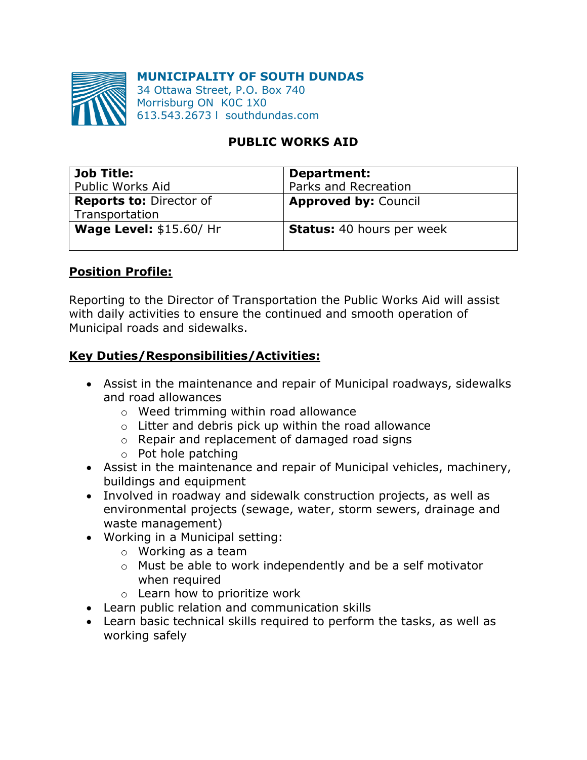**MUNICIPALITY OF SOUTH DUNDAS**
34 Ottawa Street, P.O. Box 740
Morrisburg ON K0C 1X0
613.543.2673 l southdundas.com

# PUBLIC WORKS AID

| **Job Title:** Public Works Aid | **Department:** Parks and Recreation |
|---|---|
| **Reports to:** Director of Transportation | **Approved by:** Council |
| **Wage Level:** $15.60/ Hr | **Status:** 40 hours per week |

## Position Profile:

Reporting to the Director of Transportation the Public Works Aid will assist with daily activities to ensure the continued and smooth operation of Municipal roads and sidewalks.

## Key Duties/Responsibilities/Activities:

- Assist in the maintenance and repair of Municipal roadways, sidewalks and road allowances
  - Weed trimming within road allowance
  - Litter and debris pick up within the road allowance
  - Repair and replacement of damaged road signs
  - Pot hole patching
- Assist in the maintenance and repair of Municipal vehicles, machinery, buildings and equipment
- Involved in roadway and sidewalk construction projects, as well as environmental projects (sewage, water, storm sewers, drainage and waste management)
- Working in a Municipal setting:
  - Working as a team
  - Must be able to work independently and be a self motivator when required
  - Learn how to prioritize work
- Learn public relation and communication skills
- Learn basic technical skills required to perform the tasks, as well as working safely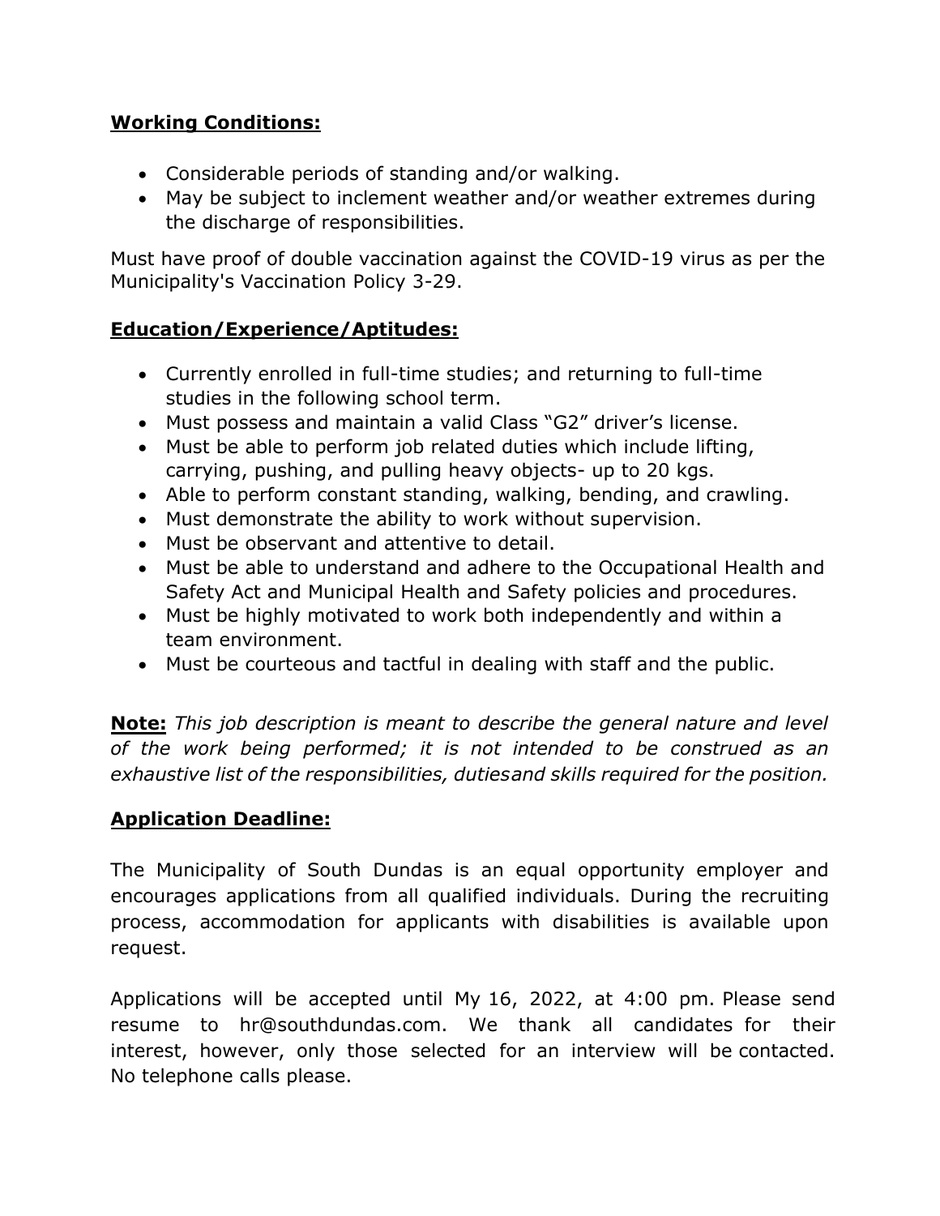**Working Conditions:**

- Considerable periods of standing and/or walking.
- May be subject to inclement weather and/or weather extremes during the discharge of responsibilities.

Must have proof of double vaccination against the COVID-19 virus as per the Municipality's Vaccination Policy 3-29.

**Education/Experience/Aptitudes:**

- Currently enrolled in full-time studies; and returning to full-time studies in the following school term.
- Must possess and maintain a valid Class "G2" driver's license.
- Must be able to perform job related duties which include lifting, carrying, pushing, and pulling heavy objects- up to 20 kgs.
- Able to perform constant standing, walking, bending, and crawling.
- Must demonstrate the ability to work without supervision.
- Must be observant and attentive to detail.
- Must be able to understand and adhere to the Occupational Health and Safety Act and Municipal Health and Safety policies and procedures.
- Must be highly motivated to work both independently and within a team environment.
- Must be courteous and tactful in dealing with staff and the public.

**Note:** *This job description is meant to describe the general nature and level of the work being performed; it is not intended to be construed as an exhaustive list of the responsibilities, dutiesand skills required for the position.*

**Application Deadline:**

The Municipality of South Dundas is an equal opportunity employer and encourages applications from all qualified individuals. During the recruiting process, accommodation for applicants with disabilities is available upon request.

Applications will be accepted until My 16, 2022, at 4:00 pm. Please send resume to hr@southdundas.com. We thank all candidates for their interest, however, only those selected for an interview will be contacted. No telephone calls please.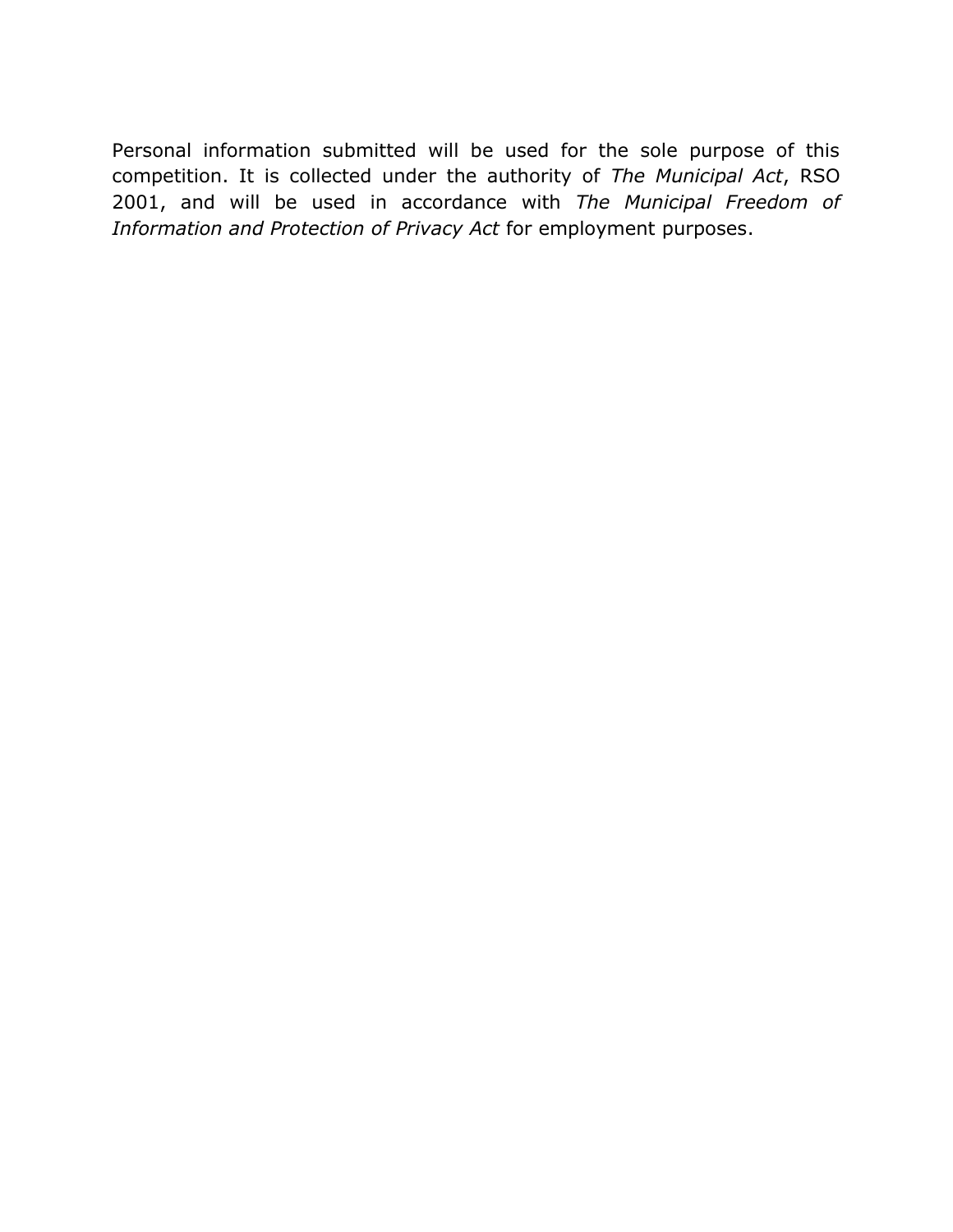Personal information submitted will be used for the sole purpose of this competition. It is collected under the authority of *The Municipal Act*, RSO 2001, and will be used in accordance with *The Municipal Freedom of Information and Protection of Privacy Act* for employment purposes.